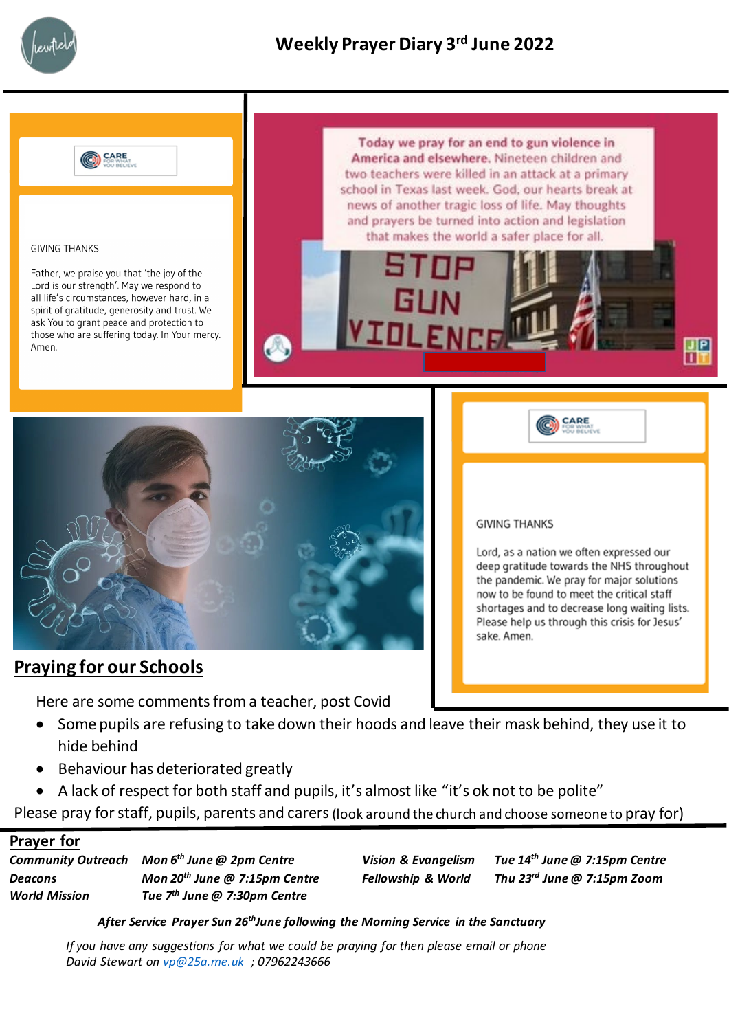# Weekly Prayer Diary 3rd June 2022

CARE FOR WHAT YOU BELIEVE

GIVING THANKS

Father, we praise you that 'the joy of the Lord is our strength'. May we respond to all life's circumstances, however hard, in a spirit of gratitude, generosity and trust. We ask You to grant peace and protection to those who are suffering today. In Your mercy. Amen.

**Today we pray for an end to gun violence in America and elsewhere.** Nineteen children and two teachers were killed in an attack at a primary school in Texas last week. God, our hearts break at news of another tragic loss of life. May thoughts and prayers be turned into action and legislation that makes the world a safer place for all.

STOP GUN VIOLENCE

CARE FOR WHAT YOU BELIEVE

GIVING THANKS

Lord, as a nation we often expressed our deep gratitude towards the NHS throughout the pandemic. We pray for major solutions now to be found to meet the critical staff shortages and to decrease long waiting lists. Please help us through this crisis for Jesus' sake. Amen.

## Praying for our Schools

Here are some comments from a teacher, post Covid

- Some pupils are refusing to take down their hoods and leave their mask behind, they use it to hide behind
- Behaviour has deteriorated greatly
- A lack of respect for both staff and pupils, it's almost like "it's ok not to be polite"

Please pray for staff, pupils, parents and carers (look around the church and choose someone to pray for)

## Prayer for

| | | | |
|---|---|---|---|
| ***Community Outreach*** | ***Mon 6th June @ 2pm Centre*** | ***Vision & Evangelism*** | ***Tue 14th June @ 7:15pm Centre*** |
| ***Deacons*** | ***Mon 20th June @ 7:15pm Centre*** | ***Fellowship & World*** | ***Thu 23rd June @ 7:15pm Zoom*** |
| ***World Mission*** | ***Tue 7th June @ 7:30pm Centre*** | | |

***After Service Prayer Sun 26th June following the Morning Service in the Sanctuary***

*If you have any suggestions for what we could be praying for then please email or phone David Stewart on vp@25a.me.uk ; 07962243666*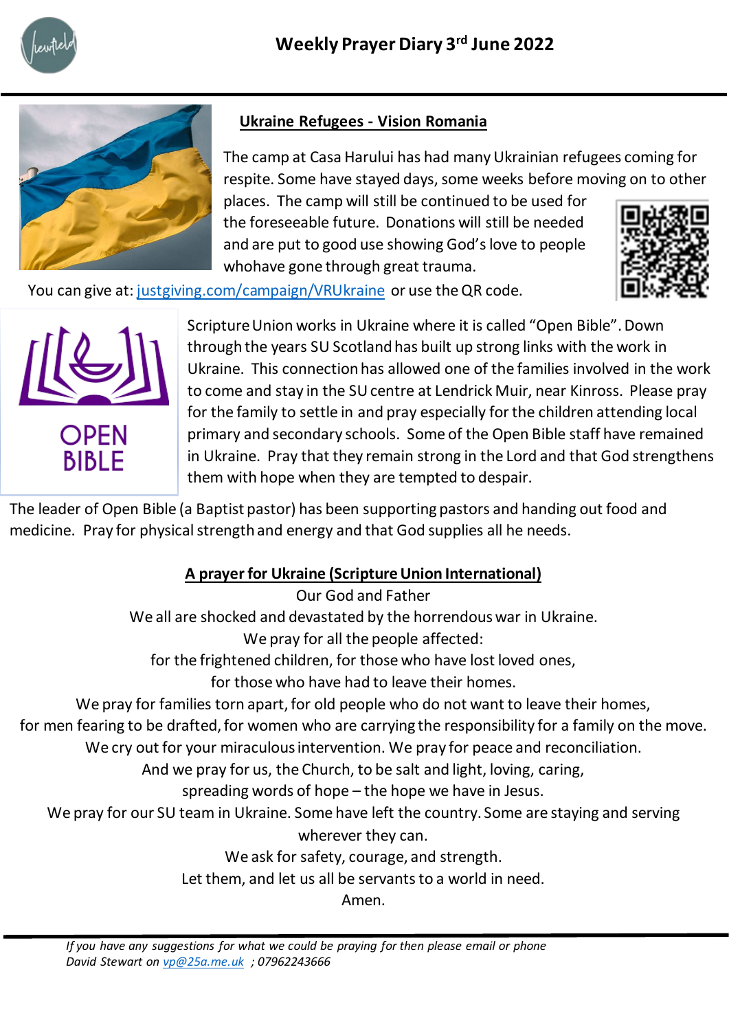# Weekly Prayer Diary 3rd June 2022

## Ukraine Refugees - Vision Romania

The camp at Casa Harului has had many Ukrainian refugees coming for respite. Some have stayed days, some weeks before moving on to other places. The camp will still be continued to be used for the foreseeable future. Donations will still be needed and are put to good use showing God's love to people whohave gone through great trauma.

You can give at: justgiving.com/campaign/VRUkraine or use the QR code.

OPEN BIBLE

Scripture Union works in Ukraine where it is called "Open Bible". Down through the years SU Scotland has built up strong links with the work in Ukraine. This connection has allowed one of the families involved in the work to come and stay in the SU centre at Lendrick Muir, near Kinross. Please pray for the family to settle in and pray especially for the children attending local primary and secondary schools. Some of the Open Bible staff have remained in Ukraine. Pray that they remain strong in the Lord and that God strengthens them with hope when they are tempted to despair.

The leader of Open Bible (a Baptist pastor) has been supporting pastors and handing out food and medicine. Pray for physical strength and energy and that God supplies all he needs.

## A prayer for Ukraine (Scripture Union International)

Our God and Father  
We all are shocked and devastated by the horrendous war in Ukraine.  
We pray for all the people affected:  
for the frightened children, for those who have lost loved ones,  
for those who have had to leave their homes.  
We pray for families torn apart, for old people who do not want to leave their homes,  
for men fearing to be drafted, for women who are carrying the responsibility for a family on the move.  
We cry out for your miraculous intervention. We pray for peace and reconciliation.  
And we pray for us, the Church, to be salt and light, loving, caring,  
spreading words of hope – the hope we have in Jesus.  
We pray for our SU team in Ukraine. Some have left the country. Some are staying and serving wherever they can.  
We ask for safety, courage, and strength.  
Let them, and let us all be servants to a world in need.  
Amen.

*If you have any suggestions for what we could be praying for then please email or phone David Stewart on vp@25a.me.uk ; 07962243666*